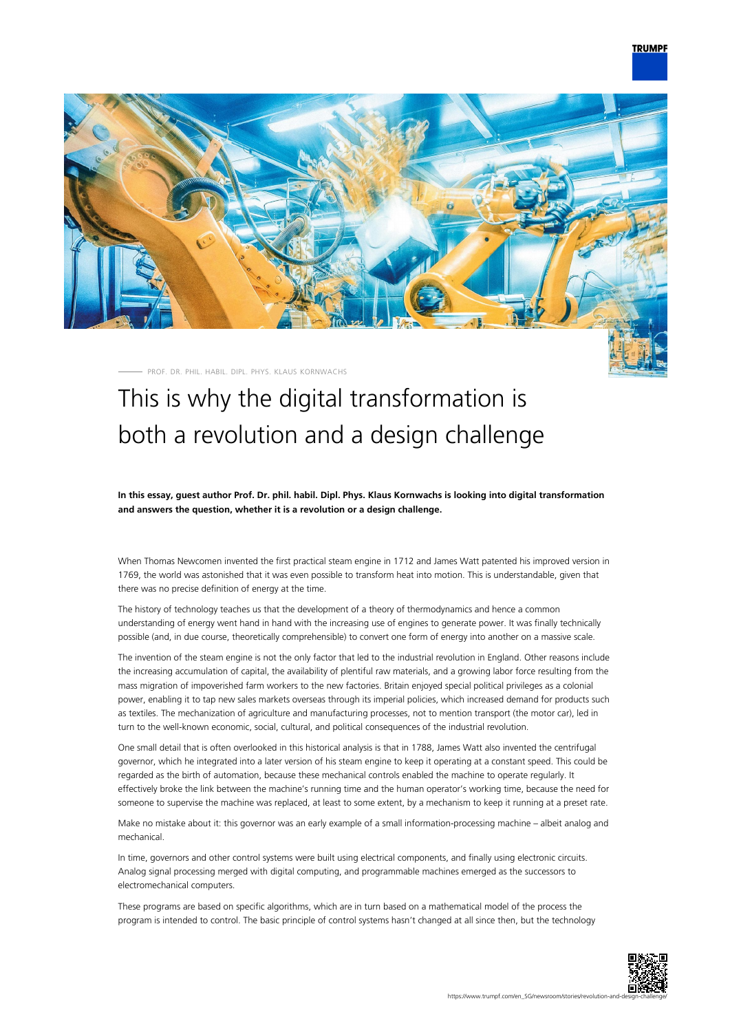PROF. DR. PHIL. HABIL. DIPL. PHYS. KLAUS KORNWACHS

# This is why the digital transformation is both a revolution and a design challenge

**In this essay, guest author Prof. Dr. phil. habil. Dipl. Phys. Klaus Kornwachs is looking into digital transformation and answers the question, whether it is a revolution or a design challenge.**

When Thomas Newcomen invented the first practical steam engine in 1712 and James Watt patented his improved version in 1769, the world was astonished that it was even possible to transform heat into motion. This is understandable, given that there was no precise definition of energy at the time.

The history of technology teaches us that the development of a theory of thermodynamics and hence a common understanding of energy went hand in hand with the increasing use of engines to generate power. It was finally technically possible (and, in due course, theoretically comprehensible) to convert one form of energy into another on a massive scale.

The invention of the steam engine is not the only factor that led to the industrial revolution in England. Other reasons include the increasing accumulation of capital, the availability of plentiful raw materials, and a growing labor force resulting from the mass migration of impoverished farm workers to the new factories. Britain enjoyed special political privileges as a colonial power, enabling it to tap new sales markets overseas through its imperial policies, which increased demand for products such as textiles. The mechanization of agriculture and manufacturing processes, not to mention transport (the motor car), led in turn to the well-known economic, social, cultural, and political consequences of the industrial revolution.

One small detail that is often overlooked in this historical analysis is that in 1788, James Watt also invented the centrifugal governor, which he integrated into a later version of his steam engine to keep it operating at a constant speed. This could be regarded as the birth of automation, because these mechanical controls enabled the machine to operate regularly. It effectively broke the link between the machine's running time and the human operator's working time, because the need for someone to supervise the machine was replaced, at least to some extent, by a mechanism to keep it running at a preset rate.

Make no mistake about it: this governor was an early example of a small information-processing machine – albeit analog and mechanical.

In time, governors and other control systems were built using electrical components, and finally using electronic circuits. Analog signal processing merged with digital computing, and programmable machines emerged as the successors to electromechanical computers.

These programs are based on specific algorithms, which are in turn based on a mathematical model of the process the program is intended to control. The basic principle of control systems hasn't changed at all since then, but the technology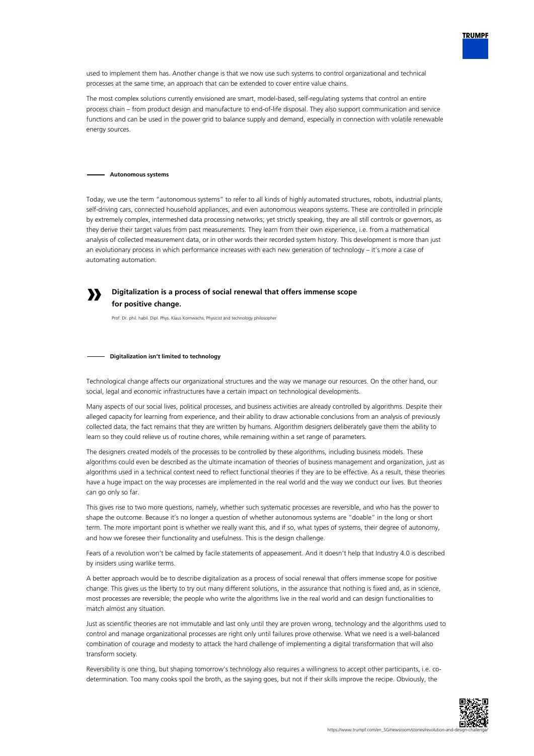used to implement them has. Another change is that we now use such systems to control organizational and technical processes at the same time, an approach that can be extended to cover entire value chains.

The most complex solutions currently envisioned are smart, model-based, self-regulating systems that control an entire process chain – from product design and manufacture to end-of-life disposal. They also support communication and service functions and can be used in the power grid to balance supply and demand, especially in connection with volatile renewable energy sources.

### Autonomous systems

Today, we use the term "autonomous systems" to refer to all kinds of highly automated structures, robots, industrial plants, self-driving cars, connected household appliances, and even autonomous weapons systems. These are controlled in principle by extremely complex, intermeshed data processing networks; yet strictly speaking, they are all still controls or governors, as they derive their target values from past measurements. They learn from their own experience, i.e. from a mathematical analysis of collected measurement data, or in other words their recorded system history. This development is more than just an evolutionary process in which performance increases with each new generation of technology – it's more a case of automating automation.

> **Digitalization is a process of social renewal that offers immense scope for positive change.**
>
> Prof. Dr. phil. habil. Dipl. Phys. Klaus Kornwachs, Physicist and technology philosopher

### Digitalization isn't limited to technology

Technological change affects our organizational structures and the way we manage our resources. On the other hand, our social, legal and economic infrastructures have a certain impact on technological developments.

Many aspects of our social lives, political processes, and business activities are already controlled by algorithms. Despite their alleged capacity for learning from experience, and their ability to draw actionable conclusions from an analysis of previously collected data, the fact remains that they are written by humans. Algorithm designers deliberately gave them the ability to learn so they could relieve us of routine chores, while remaining within a set range of parameters.

The designers created models of the processes to be controlled by these algorithms, including business models. These algorithms could even be described as the ultimate incarnation of theories of business management and organization, just as algorithms used in a technical context need to reflect functional theories if they are to be effective. As a result, these theories have a huge impact on the way processes are implemented in the real world and the way we conduct our lives. But theories can go only so far.

This gives rise to two more questions, namely, whether such systematic processes are reversible, and who has the power to shape the outcome. Because it's no longer a question of whether autonomous systems are "doable" in the long or short term. The more important point is whether we really want this, and if so, what types of systems, their degree of autonomy, and how we foresee their functionality and usefulness. This is the design challenge.

Fears of a revolution won't be calmed by facile statements of appeasement. And it doesn't help that Industry 4.0 is described by insiders using warlike terms.

A better approach would be to describe digitalization as a process of social renewal that offers immense scope for positive change. This gives us the liberty to try out many different solutions, in the assurance that nothing is fixed and, as in science, most processes are reversible; the people who write the algorithms live in the real world and can design functionalities to match almost any situation.

Just as scientific theories are not immutable and last only until they are proven wrong, technology and the algorithms used to control and manage organizational processes are right only until failures prove otherwise. What we need is a well-balanced combination of courage and modesty to attack the hard challenge of implementing a digital transformation that will also transform society.

Reversibility is one thing, but shaping tomorrow's technology also requires a willingness to accept other participants, i.e. co-determination. Too many cooks spoil the broth, as the saying goes, but not if their skills improve the recipe. Obviously, the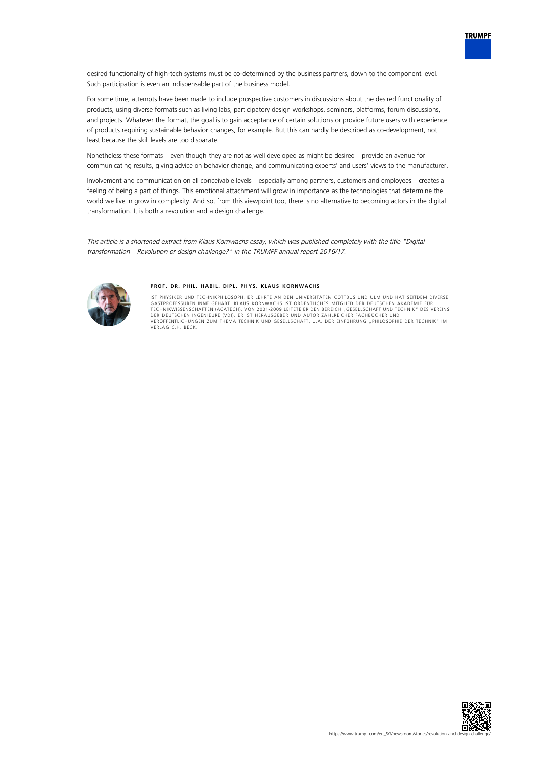desired functionality of high-tech systems must be co-determined by the business partners, down to the component level. Such participation is even an indispensable part of the business model.

For some time, attempts have been made to include prospective customers in discussions about the desired functionality of products, using diverse formats such as living labs, participatory design workshops, seminars, platforms, forum discussions, and projects. Whatever the format, the goal is to gain acceptance of certain solutions or provide future users with experience of products requiring sustainable behavior changes, for example. But this can hardly be described as co-development, not least because the skill levels are too disparate.

Nonetheless these formats – even though they are not as well developed as might be desired – provide an avenue for communicating results, giving advice on behavior change, and communicating experts' and users' views to the manufacturer.

Involvement and communication on all conceivable levels – especially among partners, customers and employees – creates a feeling of being a part of things. This emotional attachment will grow in importance as the technologies that determine the world we live in grow in complexity. And so, from this viewpoint too, there is no alternative to becoming actors in the digital transformation. It is both a revolution and a design challenge.

*This article is a shortened extract from Klaus Kornwachs essay, which was published completely with the title "Digital transformation – Revolution or design challenge?" in the TRUMPF annual report 2016/17.*

**PROF. DR. PHIL. HABIL. DIPL. PHYS. KLAUS KORNWACHS**

IST PHYSIKER UND TECHNIKPHILOSOPH. ER LEHRTE AN DEN UNIVERSITÄTEN COTTBUS UND ULM UND HAT SEITDEM DIVERSE GASTPROFESSUREN INNE GEHABT. KLAUS KORNWACHS IST ORDENTLICHES MITGLIED DER DEUTSCHEN AKADEMIE FÜR TECHNIKWISSENSCHAFTEN (ACATECH). VON 2001-2009 LEITETE ER DEN BEREICH „GESELLSCHAFT UND TECHNIK" DES VEREINS DER DEUTSCHEN INGENIEURE (VDI). ER IST HERAUSGEBER UND AUTOR ZAHLREICHER FACHBÜCHER UND VERÖFFENTLICHUNGEN ZUM THEMA TECHNIK UND GESELLSCHAFT, U.A. DER EINFÜHRUNG „PHILOSOPHIE DER TECHNIK" IM VERLAG C.H. BECK.